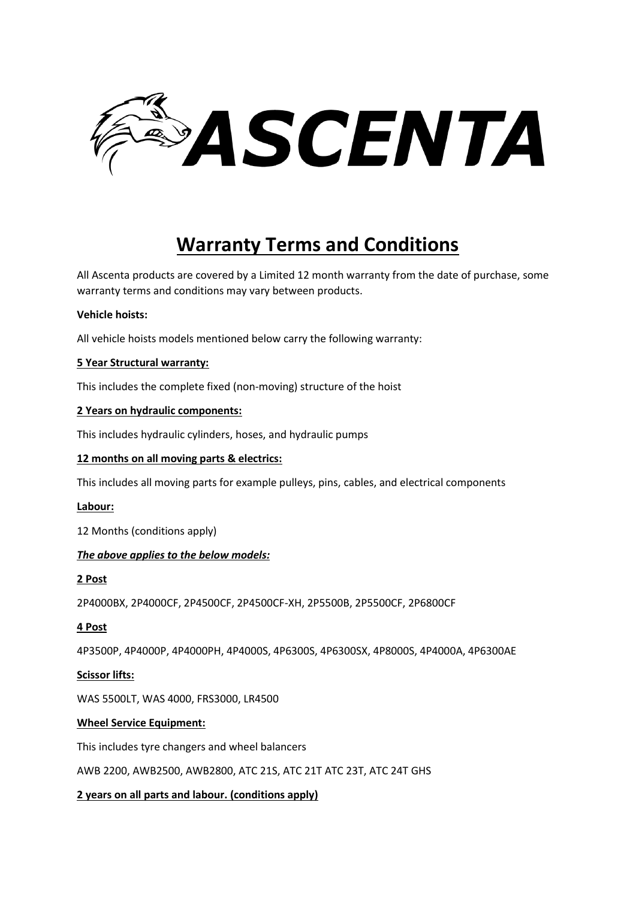# ASCENTA

# Warranty Terms and Conditions

All Ascenta products are covered by a Limited 12 month warranty from the date of purchase, some warranty terms and conditions may vary between products.

**Vehicle hoists:**

All vehicle hoists models mentioned below carry the following warranty:

**5 Year Structural warranty:**

This includes the complete fixed (non-moving) structure of the hoist

**2 Years on hydraulic components:**

This includes hydraulic cylinders, hoses, and hydraulic pumps

**12 months on all moving parts & electrics:**

This includes all moving parts for example pulleys, pins, cables, and electrical components

**Labour:**

12 Months (conditions apply)

***The above applies to the below models:***

**2 Post**

2P4000BX, 2P4000CF, 2P4500CF, 2P4500CF-XH, 2P5500B, 2P5500CF, 2P6800CF

**4 Post**

4P3500P, 4P4000P, 4P4000PH, 4P4000S, 4P6300S, 4P6300SX, 4P8000S, 4P4000A, 4P6300AE

**Scissor lifts:**

WAS 5500LT, WAS 4000, FRS3000, LR4500

**Wheel Service Equipment:**

This includes tyre changers and wheel balancers

AWB 2200, AWB2500, AWB2800, ATC 21S, ATC 21T ATC 23T, ATC 24T GHS

**2 years on all parts and labour. (conditions apply)**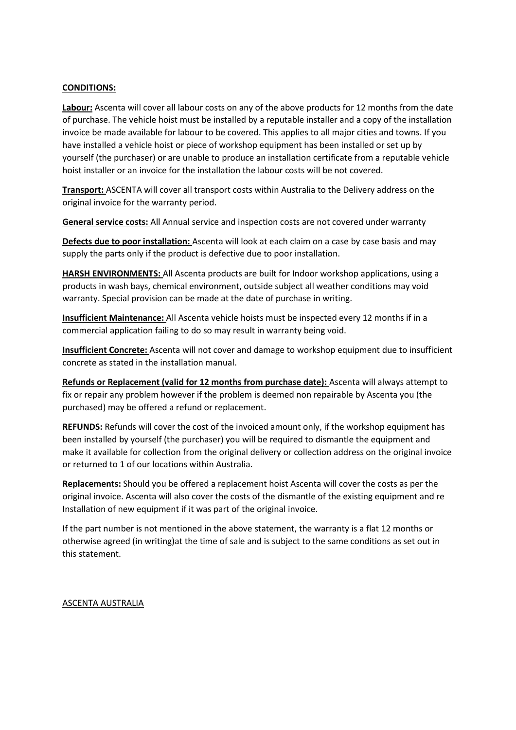**CONDITIONS:**

**Labour:** Ascenta will cover all labour costs on any of the above products for 12 months from the date of purchase. The vehicle hoist must be installed by a reputable installer and a copy of the installation invoice be made available for labour to be covered. This applies to all major cities and towns. If you have installed a vehicle hoist or piece of workshop equipment has been installed or set up by yourself (the purchaser) or are unable to produce an installation certificate from a reputable vehicle hoist installer or an invoice for the installation the labour costs will be not covered.

**Transport:** ASCENTA will cover all transport costs within Australia to the Delivery address on the original invoice for the warranty period.

**General service costs:** All Annual service and inspection costs are not covered under warranty

**Defects due to poor installation:** Ascenta will look at each claim on a case by case basis and may supply the parts only if the product is defective due to poor installation.

**HARSH ENVIRONMENTS:** All Ascenta products are built for Indoor workshop applications, using a products in wash bays, chemical environment, outside subject all weather conditions may void warranty. Special provision can be made at the date of purchase in writing.

**Insufficient Maintenance:** All Ascenta vehicle hoists must be inspected every 12 months if in a commercial application failing to do so may result in warranty being void.

**Insufficient Concrete:** Ascenta will not cover and damage to workshop equipment due to insufficient concrete as stated in the installation manual.

**Refunds or Replacement (valid for 12 months from purchase date):** Ascenta will always attempt to fix or repair any problem however if the problem is deemed non repairable by Ascenta you (the purchased) may be offered a refund or replacement.

**REFUNDS:** Refunds will cover the cost of the invoiced amount only, if the workshop equipment has been installed by yourself (the purchaser) you will be required to dismantle the equipment and make it available for collection from the original delivery or collection address on the original invoice or returned to 1 of our locations within Australia.

**Replacements:** Should you be offered a replacement hoist Ascenta will cover the costs as per the original invoice. Ascenta will also cover the costs of the dismantle of the existing equipment and re Installation of new equipment if it was part of the original invoice.

If the part number is not mentioned in the above statement, the warranty is a flat 12 months or otherwise agreed (in writing)at the time of sale and is subject to the same conditions as set out in this statement.

ASCENTA AUSTRALIA